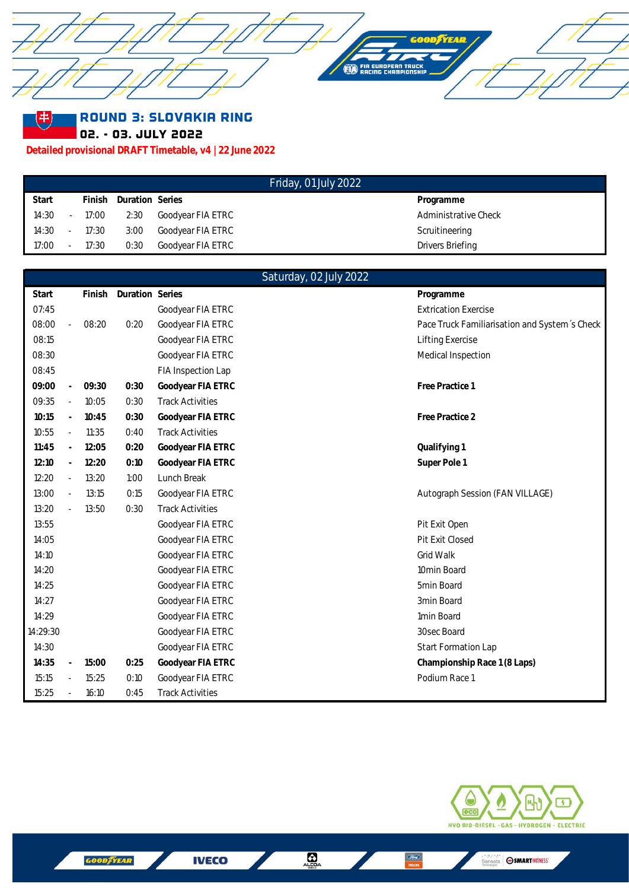# ROUND 3: SLOVAKIA RING

## 02. - 03. JULY 2022

**Detailed provisional DRAFT Timetable, v4 | 22 June 2022**

| Friday, 01 July 2022 | | | | | |
|---|---|---|---|---|---|
| **Start** | | **Finish** | **Duration** | **Series** | **Programme** |
| 14:30 | - | 17:00 | 2:30 | Goodyear FIA ETRC | Administrative Check |
| 14:30 | - | 17:30 | 3:00 | Goodyear FIA ETRC | Scruitineering |
| 17:00 | - | 17:30 | 0:30 | Goodyear FIA ETRC | Drivers Briefing |

| Saturday, 02 July 2022 | | | | | |
|---|---|---|---|---|---|
| **Start** | | **Finish** | **Duration** | **Series** | **Programme** |
| 07:45 | | | | Goodyear FIA ETRC | Extrication Exercise |
| 08:00 | - | 08:20 | 0:20 | Goodyear FIA ETRC | Pace Truck Familiarisation and System´s Check |
| 08:15 | | | | Goodyear FIA ETRC | Lifting Exercise |
| 08:30 | | | | Goodyear FIA ETRC | Medical Inspection |
| 08:45 | | | | FIA Inspection Lap | |
| **09:00** | **-** | **09:30** | **0:30** | **Goodyear FIA ETRC** | **Free Practice 1** |
| 09:35 | - | 10:05 | 0:30 | Track Activities | |
| **10:15** | **-** | **10:45** | **0:30** | **Goodyear FIA ETRC** | **Free Practice 2** |
| 10:55 | - | 11:35 | 0:40 | Track Activities | |
| **11:45** | **-** | **12:05** | **0:20** | **Goodyear FIA ETRC** | **Qualifying 1** |
| **12:10** | **-** | **12:20** | **0:10** | **Goodyear FIA ETRC** | **Super Pole 1** |
| 12:20 | - | 13:20 | 1:00 | Lunch Break | |
| 13:00 | - | 13:15 | 0:15 | Goodyear FIA ETRC | Autograph Session (FAN VILLAGE) |
| 13:20 | - | 13:50 | 0:30 | Track Activities | |
| 13:55 | | | | Goodyear FIA ETRC | Pit Exit Open |
| 14:05 | | | | Goodyear FIA ETRC | Pit Exit Closed |
| 14:10 | | | | Goodyear FIA ETRC | Grid Walk |
| 14:20 | | | | Goodyear FIA ETRC | 10min Board |
| 14:25 | | | | Goodyear FIA ETRC | 5min Board |
| 14:27 | | | | Goodyear FIA ETRC | 3min Board |
| 14:29 | | | | Goodyear FIA ETRC | 1min Board |
| 14:29:30 | | | | Goodyear FIA ETRC | 30sec Board |
| 14:30 | | | | Goodyear FIA ETRC | Start Formation Lap |
| **14:35** | **-** | **15:00** | **0:25** | **Goodyear FIA ETRC** | **Championship Race 1 (8 Laps)** |
| 15:15 | - | 15:25 | 0:10 | Goodyear FIA ETRC | Podium Race 1 |
| 15:25 | - | 16:10 | 0:45 | Track Activities | |

HVO BIO-DIESEL - GAS - HYDROGEN - ELECTRIC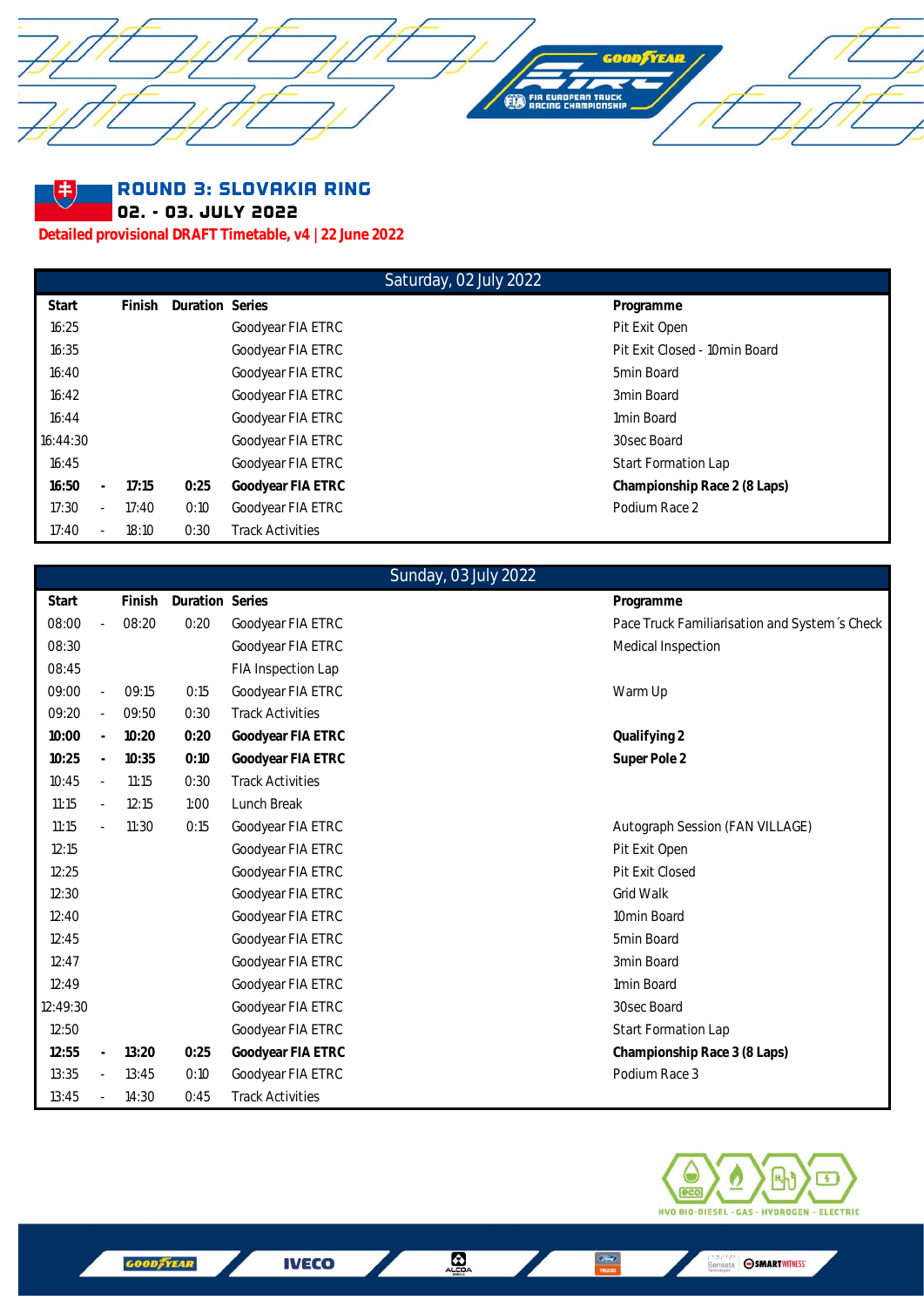## ROUND 3: SLOVAKIA RING

**02. - 03. JULY 2022**

**Detailed provisional DRAFT Timetable, v4 | 22 June 2022**

| Saturday, 02 July 2022 | | | | | |
|---|---|---|---|---|---|
| **Start** | | **Finish** | **Duration** | **Series** | **Programme** |
| 16:25 | | | | Goodyear FIA ETRC | Pit Exit Open |
| 16:35 | | | | Goodyear FIA ETRC | Pit Exit Closed - 10min Board |
| 16:40 | | | | Goodyear FIA ETRC | 5min Board |
| 16:42 | | | | Goodyear FIA ETRC | 3min Board |
| 16:44 | | | | Goodyear FIA ETRC | 1min Board |
| 16:44:30 | | | | Goodyear FIA ETRC | 30sec Board |
| 16:45 | | | | Goodyear FIA ETRC | Start Formation Lap |
| **16:50** | **-** | **17:15** | **0:25** | **Goodyear FIA ETRC** | **Championship Race 2 (8 Laps)** |
| 17:30 | - | 17:40 | 0:10 | Goodyear FIA ETRC | Podium Race 2 |
| 17:40 | - | 18:10 | 0:30 | Track Activities | |

| Sunday, 03 July 2022 | | | | | |
|---|---|---|---|---|---|
| **Start** | | **Finish** | **Duration** | **Series** | **Programme** |
| 08:00 | - | 08:20 | 0:20 | Goodyear FIA ETRC | Pace Truck Familiarisation and System´s Check |
| 08:30 | | | | Goodyear FIA ETRC | Medical Inspection |
| 08:45 | | | | FIA Inspection Lap | |
| 09:00 | - | 09:15 | 0:15 | Goodyear FIA ETRC | Warm Up |
| 09:20 | - | 09:50 | 0:30 | Track Activities | |
| **10:00** | **-** | **10:20** | **0:20** | **Goodyear FIA ETRC** | **Qualifying 2** |
| **10:25** | **-** | **10:35** | **0:10** | **Goodyear FIA ETRC** | **Super Pole 2** |
| 10:45 | - | 11:15 | 0:30 | Track Activities | |
| 11:15 | - | 12:15 | 1:00 | Lunch Break | |
| 11:15 | - | 11:30 | 0:15 | Goodyear FIA ETRC | Autograph Session (FAN VILLAGE) |
| 12:15 | | | | Goodyear FIA ETRC | Pit Exit Open |
| 12:25 | | | | Goodyear FIA ETRC | Pit Exit Closed |
| 12:30 | | | | Goodyear FIA ETRC | Grid Walk |
| 12:40 | | | | Goodyear FIA ETRC | 10min Board |
| 12:45 | | | | Goodyear FIA ETRC | 5min Board |
| 12:47 | | | | Goodyear FIA ETRC | 3min Board |
| 12:49 | | | | Goodyear FIA ETRC | 1min Board |
| 12:49:30 | | | | Goodyear FIA ETRC | 30sec Board |
| 12:50 | | | | Goodyear FIA ETRC | Start Formation Lap |
| **12:55** | **-** | **13:20** | **0:25** | **Goodyear FIA ETRC** | **Championship Race 3 (8 Laps)** |
| 13:35 | - | 13:45 | 0:10 | Goodyear FIA ETRC | Podium Race 3 |
| 13:45 | - | 14:30 | 0:45 | Track Activities | |

HVO BIO-DIESEL - GAS - HYDROGEN - ELECTRIC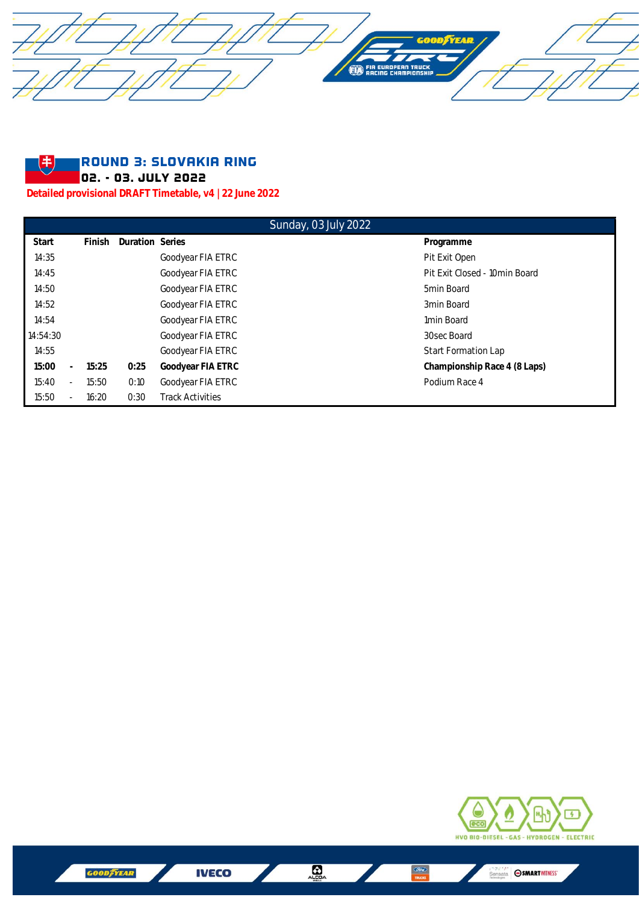## ROUND 3: SLOVAKIA RING

**02. - 03. JULY 2022**

**Detailed provisional DRAFT Timetable, v4 | 22 June 2022**

| Sunday, 03 July 2022 | | | | | |
|---|---|---|---|---|---|
| **Start** | | **Finish** | **Duration** | **Series** | **Programme** |
| 14:35 | | | | Goodyear FIA ETRC | Pit Exit Open |
| 14:45 | | | | Goodyear FIA ETRC | Pit Exit Closed - 10min Board |
| 14:50 | | | | Goodyear FIA ETRC | 5min Board |
| 14:52 | | | | Goodyear FIA ETRC | 3min Board |
| 14:54 | | | | Goodyear FIA ETRC | 1min Board |
| 14:54:30 | | | | Goodyear FIA ETRC | 30sec Board |
| 14:55 | | | | Goodyear FIA ETRC | Start Formation Lap |
| **15:00** | **-** | **15:25** | **0:25** | **Goodyear FIA ETRC** | **Championship Race 4 (8 Laps)** |
| 15:40 | - | 15:50 | 0:10 | Goodyear FIA ETRC | Podium Race 4 |
| 15:50 | - | 16:20 | 0:30 | Track Activities | |

HVO BIO-DIESEL - GAS - HYDROGEN - ELECTRIC